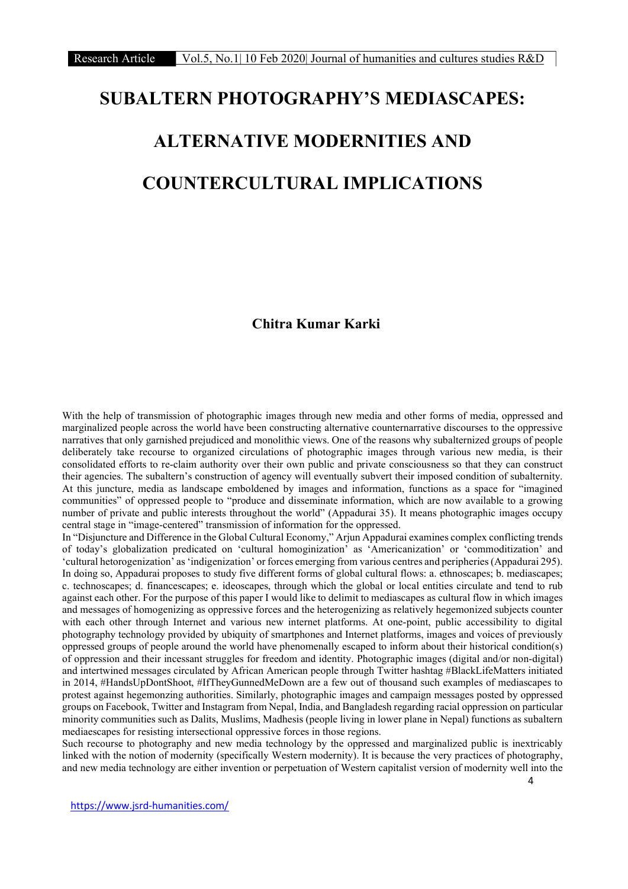# SUBALTERN PHOTOGRAPHY'S MEDIASCAPES: ALTERNATIVE MODERNITIES AND COUNTERCULTURAL IMPLICATIONS

**Chitra Kumar Karki**

With the help of transmission of photographic images through new media and other forms of media, oppressed and marginalized people across the world have been constructing alternative counternarrative discourses to the oppressive narratives that only garnished prejudiced and monolithic views. One of the reasons why subalternized groups of people deliberately take recourse to organized circulations of photographic images through various new media, is their consolidated efforts to re-claim authority over their own public and private consciousness so that they can construct their agencies. The subaltern's construction of agency will eventually subvert their imposed condition of subalternity. At this juncture, media as landscape emboldened by images and information, functions as a space for "imagined communities" of oppressed people to "produce and disseminate information, which are now available to a growing number of private and public interests throughout the world" (Appadurai 35). It means photographic images occupy central stage in "image-centered" transmission of information for the oppressed.

In "Disjuncture and Difference in the Global Cultural Economy," Arjun Appadurai examines complex conflicting trends of today's globalization predicated on 'cultural homoginization' as 'Americanization' or 'commoditization' and 'cultural hetorogenization' as 'indigenization' or forces emerging from various centres and peripheries (Appadurai 295). In doing so, Appadurai proposes to study five different forms of global cultural flows: a. ethnoscapes; b. mediascapes; c. technoscapes; d. financescapes; e. ideoscapes, through which the global or local entities circulate and tend to rub against each other. For the purpose of this paper I would like to delimit to mediascapes as cultural flow in which images and messages of homogenizing as oppressive forces and the heterogenizing as relatively hegemonized subjects counter with each other through Internet and various new internet platforms. At one-point, public accessibility to digital photography technology provided by ubiquity of smartphones and Internet platforms, images and voices of previously oppressed groups of people around the world have phenomenally escaped to inform about their historical condition(s) of oppression and their incessant struggles for freedom and identity. Photographic images (digital and/or non-digital) and intertwined messages circulated by African American people through Twitter hashtag #BlackLifeMatters initiated in 2014, #HandsUpDontShoot, #IfTheyGunnedMeDown are a few out of thousand such examples of mediascapes to protest against hegemonzing authorities. Similarly, photographic images and campaign messages posted by oppressed groups on Facebook, Twitter and Instagram from Nepal, India, and Bangladesh regarding racial oppression on particular minority communities such as Dalits, Muslims, Madhesis (people living in lower plane in Nepal) functions as subaltern mediaescapes for resisting intersectional oppressive forces in those regions.

Such recourse to photography and new media technology by the oppressed and marginalized public is inextricably linked with the notion of modernity (specifically Western modernity). It is because the very practices of photography, and new media technology are either invention or perpetuation of Western capitalist version of modernity well into the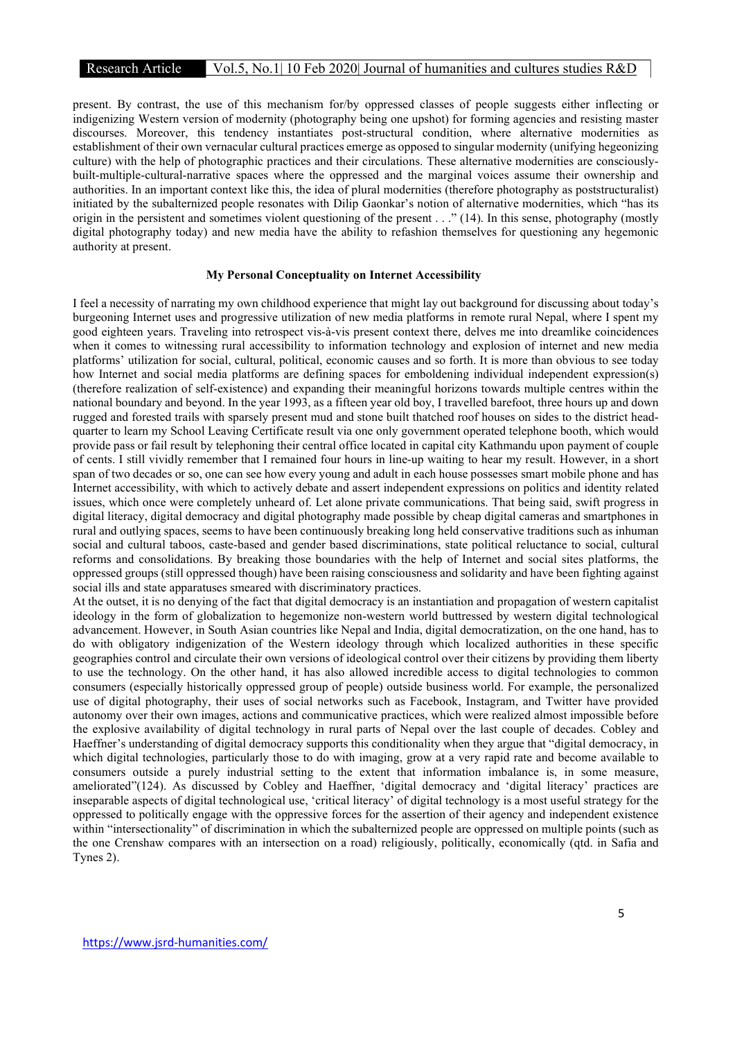present. By contrast, the use of this mechanism for/by oppressed classes of people suggests either inflecting or indigenizing Western version of modernity (photography being one upshot) for forming agencies and resisting master discourses. Moreover, this tendency instantiates post-structural condition, where alternative modernities as establishment of their own vernacular cultural practices emerge as opposed to singular modernity (unifying hegeonizing culture) with the help of photographic practices and their circulations. These alternative modernities are consciously-built-multiple-cultural-narrative spaces where the oppressed and the marginal voices assume their ownership and authorities. In an important context like this, the idea of plural modernities (therefore photography as poststructuralist) initiated by the subalternized people resonates with Dilip Gaonkar's notion of alternative modernities, which "has its origin in the persistent and sometimes violent questioning of the present . . ." (14). In this sense, photography (mostly digital photography today) and new media have the ability to refashion themselves for questioning any hegemonic authority at present.

### My Personal Conceptuality on Internet Accessibility

I feel a necessity of narrating my own childhood experience that might lay out background for discussing about today's burgeoning Internet uses and progressive utilization of new media platforms in remote rural Nepal, where I spent my good eighteen years. Traveling into retrospect vis-à-vis present context there, delves me into dreamlike coincidences when it comes to witnessing rural accessibility to information technology and explosion of internet and new media platforms' utilization for social, cultural, political, economic causes and so forth. It is more than obvious to see today how Internet and social media platforms are defining spaces for emboldening individual independent expression(s) (therefore realization of self-existence) and expanding their meaningful horizons towards multiple centres within the national boundary and beyond. In the year 1993, as a fifteen year old boy, I travelled barefoot, three hours up and down rugged and forested trails with sparsely present mud and stone built thatched roof houses on sides to the district head-quarter to learn my School Leaving Certificate result via one only government operated telephone booth, which would provide pass or fail result by telephoning their central office located in capital city Kathmandu upon payment of couple of cents. I still vividly remember that I remained four hours in line-up waiting to hear my result. However, in a short span of two decades or so, one can see how every young and adult in each house possesses smart mobile phone and has Internet accessibility, with which to actively debate and assert independent expressions on politics and identity related issues, which once were completely unheard of. Let alone private communications. That being said, swift progress in digital literacy, digital democracy and digital photography made possible by cheap digital cameras and smartphones in rural and outlying spaces, seems to have been continuously breaking long held conservative traditions such as inhuman social and cultural taboos, caste-based and gender based discriminations, state political reluctance to social, cultural reforms and consolidations. By breaking those boundaries with the help of Internet and social sites platforms, the oppressed groups (still oppressed though) have been raising consciousness and solidarity and have been fighting against social ills and state apparatuses smeared with discriminatory practices.

At the outset, it is no denying of the fact that digital democracy is an instantiation and propagation of western capitalist ideology in the form of globalization to hegemonize non-western world buttressed by western digital technological advancement. However, in South Asian countries like Nepal and India, digital democratization, on the one hand, has to do with obligatory indigenization of the Western ideology through which localized authorities in these specific geographies control and circulate their own versions of ideological control over their citizens by providing them liberty to use the technology. On the other hand, it has also allowed incredible access to digital technologies to common consumers (especially historically oppressed group of people) outside business world. For example, the personalized use of digital photography, their uses of social networks such as Facebook, Instagram, and Twitter have provided autonomy over their own images, actions and communicative practices, which were realized almost impossible before the explosive availability of digital technology in rural parts of Nepal over the last couple of decades. Cobley and Haeffner's understanding of digital democracy supports this conditionality when they argue that "digital democracy, in which digital technologies, particularly those to do with imaging, grow at a very rapid rate and become available to consumers outside a purely industrial setting to the extent that information imbalance is, in some measure, ameliorated"(124). As discussed by Cobley and Haeffner, 'digital democracy and 'digital literacy' practices are inseparable aspects of digital technological use, 'critical literacy' of digital technology is a most useful strategy for the oppressed to politically engage with the oppressive forces for the assertion of their agency and independent existence within "intersectionality" of discrimination in which the subalternized people are oppressed on multiple points (such as the one Crenshaw compares with an intersection on a road) religiously, politically, economically (qtd. in Safia and Tynes 2).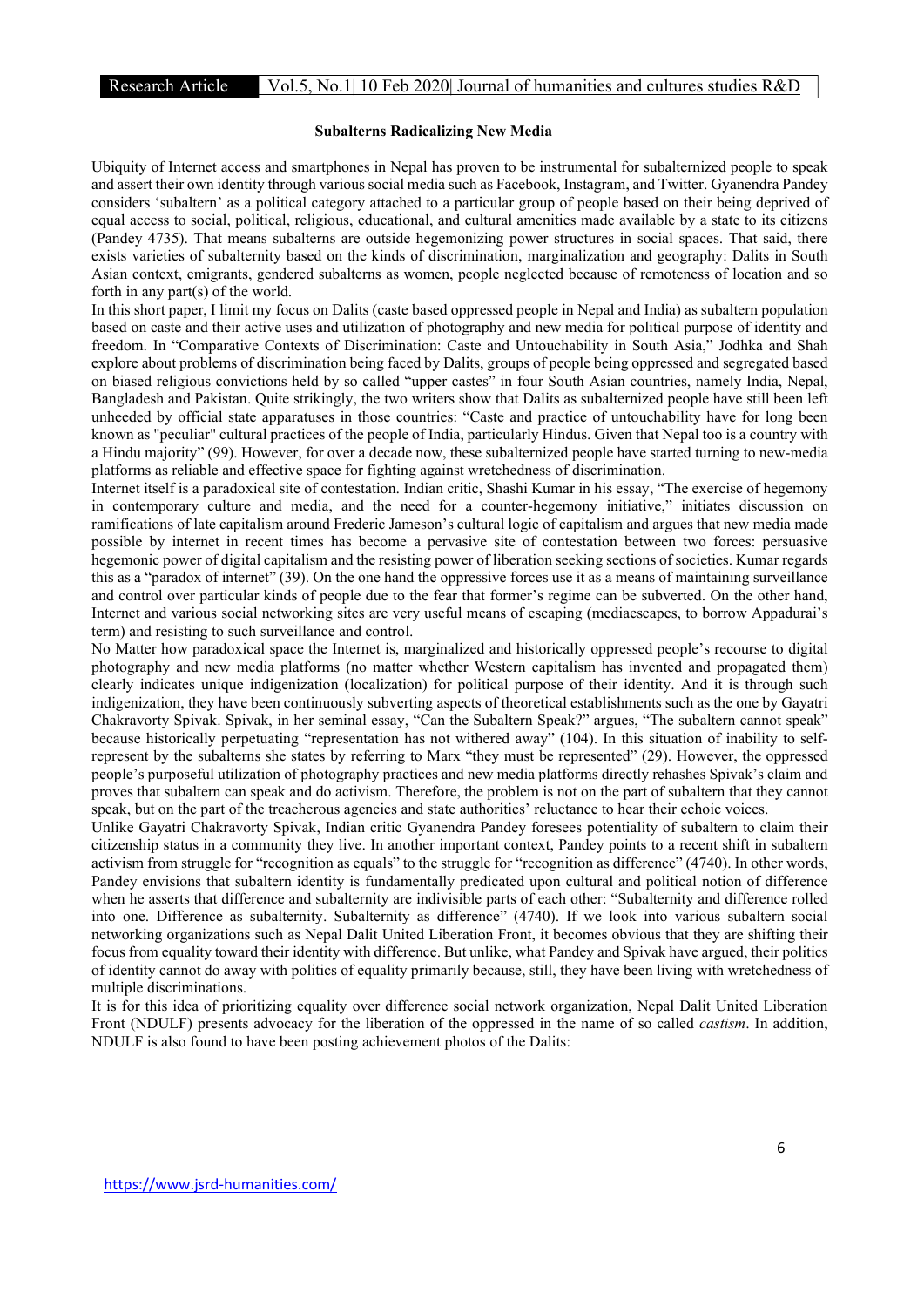### Subalterns Radicalizing New Media

Ubiquity of Internet access and smartphones in Nepal has proven to be instrumental for subalternized people to speak and assert their own identity through various social media such as Facebook, Instagram, and Twitter. Gyanendra Pandey considers 'subaltern' as a political category attached to a particular group of people based on their being deprived of equal access to social, political, religious, educational, and cultural amenities made available by a state to its citizens (Pandey 4735). That means subalterns are outside hegemonizing power structures in social spaces. That said, there exists varieties of subalternity based on the kinds of discrimination, marginalization and geography: Dalits in South Asian context, emigrants, gendered subalterns as women, people neglected because of remoteness of location and so forth in any part(s) of the world.

In this short paper, I limit my focus on Dalits (caste based oppressed people in Nepal and India) as subaltern population based on caste and their active uses and utilization of photography and new media for political purpose of identity and freedom. In "Comparative Contexts of Discrimination: Caste and Untouchability in South Asia," Jodhka and Shah explore about problems of discrimination being faced by Dalits, groups of people being oppressed and segregated based on biased religious convictions held by so called "upper castes" in four South Asian countries, namely India, Nepal, Bangladesh and Pakistan. Quite strikingly, the two writers show that Dalits as subalternized people have still been left unheeded by official state apparatuses in those countries: "Caste and practice of untouchability have for long been known as "peculiar" cultural practices of the people of India, particularly Hindus. Given that Nepal too is a country with a Hindu majority" (99). However, for over a decade now, these subalternized people have started turning to new-media platforms as reliable and effective space for fighting against wretchedness of discrimination.

Internet itself is a paradoxical site of contestation. Indian critic, Shashi Kumar in his essay, "The exercise of hegemony in contemporary culture and media, and the need for a counter-hegemony initiative," initiates discussion on ramifications of late capitalism around Frederic Jameson's cultural logic of capitalism and argues that new media made possible by internet in recent times has become a pervasive site of contestation between two forces: persuasive hegemonic power of digital capitalism and the resisting power of liberation seeking sections of societies. Kumar regards this as a "paradox of internet" (39). On the one hand the oppressive forces use it as a means of maintaining surveillance and control over particular kinds of people due to the fear that former's regime can be subverted. On the other hand, Internet and various social networking sites are very useful means of escaping (mediaescapes, to borrow Appadurai's term) and resisting to such surveillance and control.

No Matter how paradoxical space the Internet is, marginalized and historically oppressed people's recourse to digital photography and new media platforms (no matter whether Western capitalism has invented and propagated them) clearly indicates unique indigenization (localization) for political purpose of their identity. And it is through such indigenization, they have been continuously subverting aspects of theoretical establishments such as the one by Gayatri Chakravorty Spivak. Spivak, in her seminal essay, "Can the Subaltern Speak?" argues, "The subaltern cannot speak" because historically perpetuating "representation has not withered away" (104). In this situation of inability to self-represent by the subalterns she states by referring to Marx "they must be represented" (29). However, the oppressed people's purposeful utilization of photography practices and new media platforms directly rehashes Spivak's claim and proves that subaltern can speak and do activism. Therefore, the problem is not on the part of subaltern that they cannot speak, but on the part of the treacherous agencies and state authorities' reluctance to hear their echoic voices.

Unlike Gayatri Chakravorty Spivak, Indian critic Gyanendra Pandey foresees potentiality of subaltern to claim their citizenship status in a community they live. In another important context, Pandey points to a recent shift in subaltern activism from struggle for "recognition as equals" to the struggle for "recognition as difference" (4740). In other words, Pandey envisions that subaltern identity is fundamentally predicated upon cultural and political notion of difference when he asserts that difference and subalternity are indivisible parts of each other: "Subalternity and difference rolled into one. Difference as subalternity. Subalternity as difference" (4740). If we look into various subaltern social networking organizations such as Nepal Dalit United Liberation Front, it becomes obvious that they are shifting their focus from equality toward their identity with difference. But unlike, what Pandey and Spivak have argued, their politics of identity cannot do away with politics of equality primarily because, still, they have been living with wretchedness of multiple discriminations.

It is for this idea of prioritizing equality over difference social network organization, Nepal Dalit United Liberation Front (NDULF) presents advocacy for the liberation of the oppressed in the name of so called *castism*. In addition, NDULF is also found to have been posting achievement photos of the Dalits: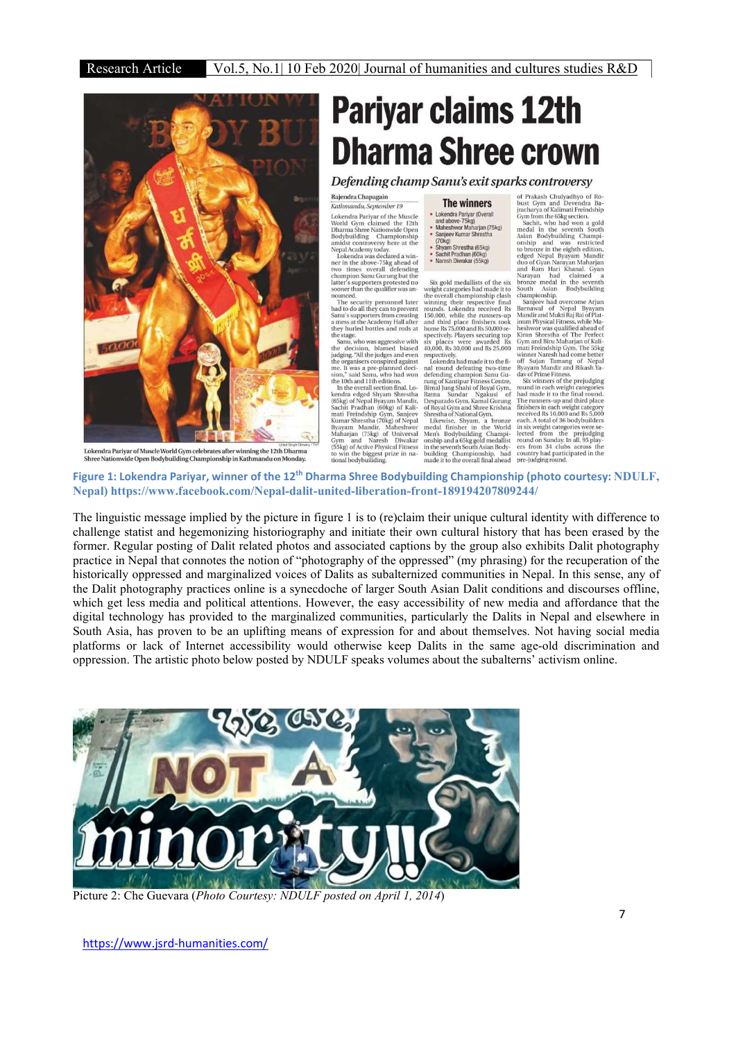Figure 1: Lokendra Pariyar, winner of the 12th Dharma Shree Bodybuilding Championship (photo courtesy: NDULF, Nepal) https://www.facebook.com/Nepal-dalit-united-liberation-front-189194207809244/

The linguistic message implied by the picture in figure 1 is to (re)claim their unique cultural identity with difference to challenge statist and hegemonizing historiography and initiate their own cultural history that has been erased by the former. Regular posting of Dalit related photos and associated captions by the group also exhibits Dalit photography practice in Nepal that connotes the notion of "photography of the oppressed" (my phrasing) for the recuperation of the historically oppressed and marginalized voices of Dalits as subalternized communities in Nepal. In this sense, any of the Dalit photography practices online is a synecdoche of larger South Asian Dalit conditions and discourses offline, which get less media and political attentions. However, the easy accessibility of new media and affordance that the digital technology has provided to the marginalized communities, particularly the Dalits in Nepal and elsewhere in South Asia, has proven to be an uplifting means of expression for and about themselves. Not having social media platforms or lack of Internet accessibility would otherwise keep Dalits in the same age-old discrimination and oppression. The artistic photo below posted by NDULF speaks volumes about the subalterns' activism online.

Picture 2: Che Guevara (*Photo Courtesy: NDULF posted on April 1, 2014*)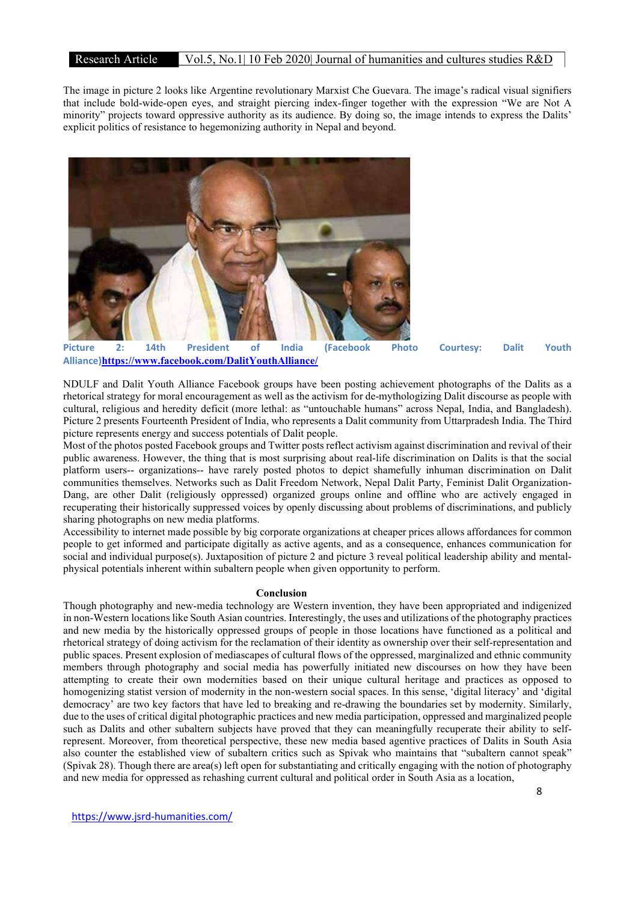The image in picture 2 looks like Argentine revolutionary Marxist Che Guevara. The image's radical visual signifiers that include bold-wide-open eyes, and straight piercing index-finger together with the expression "We are Not A minority" projects toward oppressive authority as its audience. By doing so, the image intends to express the Dalits' explicit politics of resistance to hegemonizing authority in Nepal and beyond.

**Picture 2: 14th President of India (Facebook Photo Courtesy: Dalit Youth Alliance)[https://www.facebook.com/DalitYouthAlliance/](https://www.facebook.com/DalitYouthAlliance/)**

NDULF and Dalit Youth Alliance Facebook groups have been posting achievement photographs of the Dalits as a rhetorical strategy for moral encouragement as well as the activism for de-mythologizing Dalit discourse as people with cultural, religious and heredity deficit (more lethal: as "untouchable humans" across Nepal, India, and Bangladesh). Picture 2 presents Fourteenth President of India, who represents a Dalit community from Uttarpradesh India. The Third picture represents energy and success potentials of Dalit people.

Most of the photos posted Facebook groups and Twitter posts reflect activism against discrimination and revival of their public awareness. However, the thing that is most surprising about real-life discrimination on Dalits is that the social platform users-- organizations-- have rarely posted photos to depict shamefully inhuman discrimination on Dalit communities themselves. Networks such as Dalit Freedom Network, Nepal Dalit Party, Feminist Dalit Organization-Dang, are other Dalit (religiously oppressed) organized groups online and offline who are actively engaged in recuperating their historically suppressed voices by openly discussing about problems of discriminations, and publicly sharing photographs on new media platforms.

Accessibility to internet made possible by big corporate organizations at cheaper prices allows affordances for common people to get informed and participate digitally as active agents, and as a consequence, enhances communication for social and individual purpose(s). Juxtaposition of picture 2 and picture 3 reveal political leadership ability and mental-physical potentials inherent within subaltern people when given opportunity to perform.

**Conclusion**

Though photography and new-media technology are Western invention, they have been appropriated and indigenized in non-Western locations like South Asian countries. Interestingly, the uses and utilizations of the photography practices and new media by the historically oppressed groups of people in those locations have functioned as a political and rhetorical strategy of doing activism for the reclamation of their identity as ownership over their self-representation and public spaces. Present explosion of mediascapes of cultural flows of the oppressed, marginalized and ethnic community members through photography and social media has powerfully initiated new discourses on how they have been attempting to create their own modernities based on their unique cultural heritage and practices as opposed to homogenizing statist version of modernity in the non-western social spaces. In this sense, 'digital literacy' and 'digital democracy' are two key factors that have led to breaking and re-drawing the boundaries set by modernity. Similarly, due to the uses of critical digital photographic practices and new media participation, oppressed and marginalized people such as Dalits and other subaltern subjects have proved that they can meaningfully recuperate their ability to self-represent. Moreover, from theoretical perspective, these new media based agentic practices of Dalits in South Asia also counter the established view of subaltern critics such as Spivak who maintains that "subaltern cannot speak" (Spivak 28). Though there are area(s) left open for substantiating and critically engaging with the notion of photography and new media for oppressed as rehashing current cultural and political order in South Asia as a location,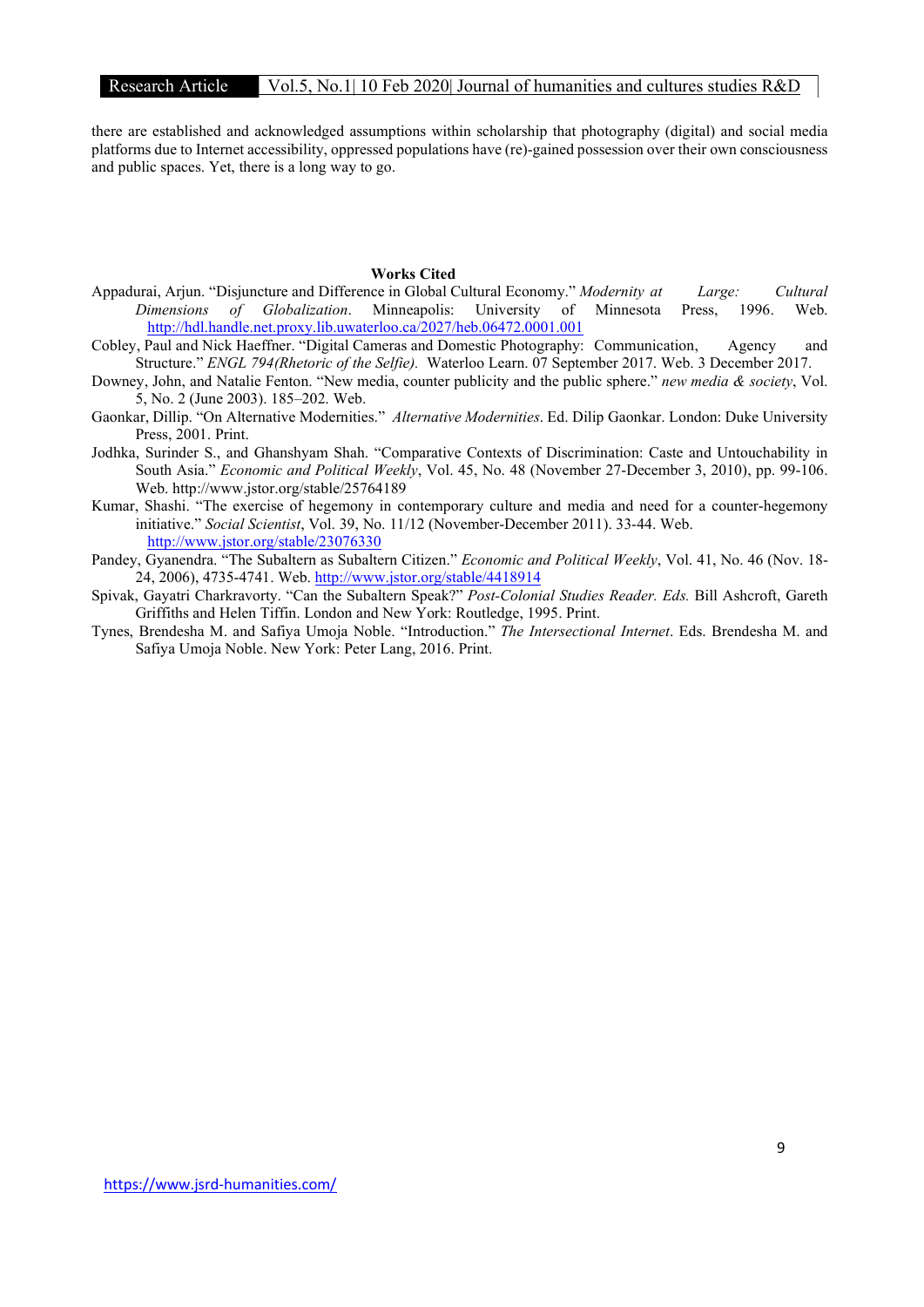there are established and acknowledged assumptions within scholarship that photography (digital) and social media platforms due to Internet accessibility, oppressed populations have (re)-gained possession over their own consciousness and public spaces. Yet, there is a long way to go.

## Works Cited

Appadurai, Arjun. "Disjuncture and Difference in Global Cultural Economy." *Modernity at Large: Cultural Dimensions of Globalization*. Minneapolis: University of Minnesota Press, 1996. Web. http://hdl.handle.net.proxy.lib.uwaterloo.ca/2027/heb.06472.0001.001

Cobley, Paul and Nick Haeffner. "Digital Cameras and Domestic Photography: Communication, Agency and Structure." *ENGL 794(Rhetoric of the Selfie).* Waterloo Learn. 07 September 2017. Web. 3 December 2017.

Downey, John, and Natalie Fenton. "New media, counter publicity and the public sphere." *new media & society*, Vol. 5, No. 2 (June 2003). 185–202. Web.

Gaonkar, Dillip. "On Alternative Modernities." *Alternative Modernities*. Ed. Dilip Gaonkar. London: Duke University Press, 2001. Print.

Jodhka, Surinder S., and Ghanshyam Shah. "Comparative Contexts of Discrimination: Caste and Untouchability in South Asia." *Economic and Political Weekly*, Vol. 45, No. 48 (November 27-December 3, 2010), pp. 99-106. Web. http://www.jstor.org/stable/25764189

Kumar, Shashi. "The exercise of hegemony in contemporary culture and media and need for a counter-hegemony initiative." *Social Scientist*, Vol. 39, No. 11/12 (November-December 2011). 33-44. Web. http://www.jstor.org/stable/23076330

Pandey, Gyanendra. "The Subaltern as Subaltern Citizen." *Economic and Political Weekly*, Vol. 41, No. 46 (Nov. 18-24, 2006), 4735-4741. Web. http://www.jstor.org/stable/4418914

Spivak, Gayatri Charkravorty. "Can the Subaltern Speak?" *Post-Colonial Studies Reader. Eds.* Bill Ashcroft, Gareth Griffiths and Helen Tiffin. London and New York: Routledge, 1995. Print.

Tynes, Brendesha M. and Safiya Umoja Noble. "Introduction." *The Intersectional Internet*. Eds. Brendesha M. and Safiya Umoja Noble. New York: Peter Lang, 2016. Print.